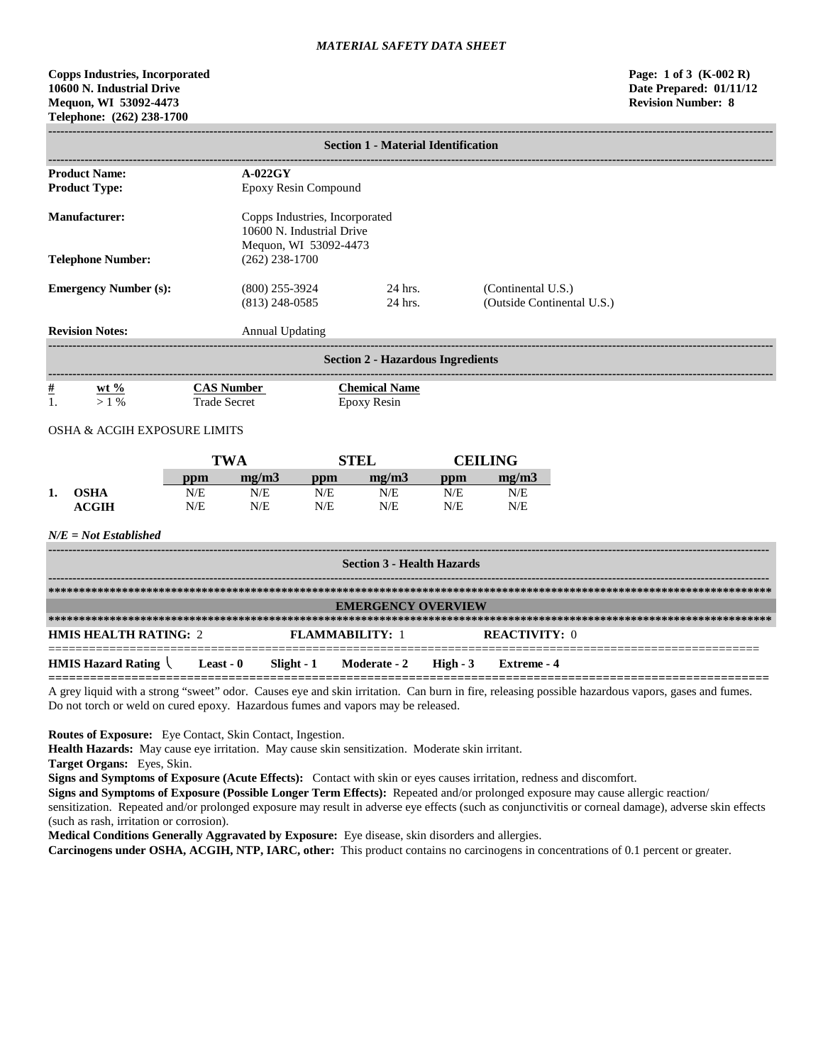*MATERIAL SAFETY DATA SHEET*

**Copps Industries, Incorporated**
**10600 N. Industrial Drive**
**Mequon, WI 53092-4473**
**Telephone: (262) 238-1700**

**Page: 1 of 3 (K-002 R)**
**Date Prepared: 01/11/12**
**Revision Number: 8**

## Section 1 - Material Identification

| | | | |
|---|---|---|---|
| **Product Name:** | **A-022GY** | | |
| **Product Type:** | Epoxy Resin Compound | | |
| **Manufacturer:** | Copps Industries, Incorporated<br>10600 N. Industrial Drive<br>Mequon, WI 53092-4473 | | |
| **Telephone Number:** | (262) 238-1700 | | |
| **Emergency Number (s):** | (800) 255-3924 | 24 hrs. | (Continental U.S.) |
| | (813) 248-0585 | 24 hrs. | (Outside Continental U.S.) |
| **Revision Notes:** | Annual Updating | | |

## Section 2 - Hazardous Ingredients

| # | wt % | CAS Number | Chemical Name |
|---|---|---|---|
| 1. | > 1 % | Trade Secret | Epoxy Resin |

OSHA & ACGIH EXPOSURE LIMITS

| | | TWA | | STEL | | CEILING | |
|---|---|---|---|---|---|---|---|
| | | ppm | mg/m3 | ppm | mg/m3 | ppm | mg/m3 |
| 1. | **OSHA** | N/E | N/E | N/E | N/E | N/E | N/E |
| | **ACGIH** | N/E | N/E | N/E | N/E | N/E | N/E |

*N/E = Not Established*

## Section 3 - Health Hazards

### EMERGENCY OVERVIEW

**HMIS HEALTH RATING:** 2 **FLAMMABILITY:** 1 **REACTIVITY:** 0

**HMIS Hazard Rating** **Least - 0** **Slight - 1** **Moderate - 2** **High - 3** **Extreme - 4**

A grey liquid with a strong "sweet" odor. Causes eye and skin irritation. Can burn in fire, releasing possible hazardous vapors, gases and fumes. Do not torch or weld on cured epoxy. Hazardous fumes and vapors may be released.

**Routes of Exposure:** Eye Contact, Skin Contact, Ingestion.

**Health Hazards:** May cause eye irritation. May cause skin sensitization. Moderate skin irritant.

**Target Organs:** Eyes, Skin.

**Signs and Symptoms of Exposure (Acute Effects):** Contact with skin or eyes causes irritation, redness and discomfort.

**Signs and Symptoms of Exposure (Possible Longer Term Effects):** Repeated and/or prolonged exposure may cause allergic reaction/ sensitization. Repeated and/or prolonged exposure may result in adverse eye effects (such as conjunctivitis or corneal damage), adverse skin effects (such as rash, irritation or corrosion).

**Medical Conditions Generally Aggravated by Exposure:** Eye disease, skin disorders and allergies.

**Carcinogens under OSHA, ACGIH, NTP, IARC, other:** This product contains no carcinogens in concentrations of 0.1 percent or greater.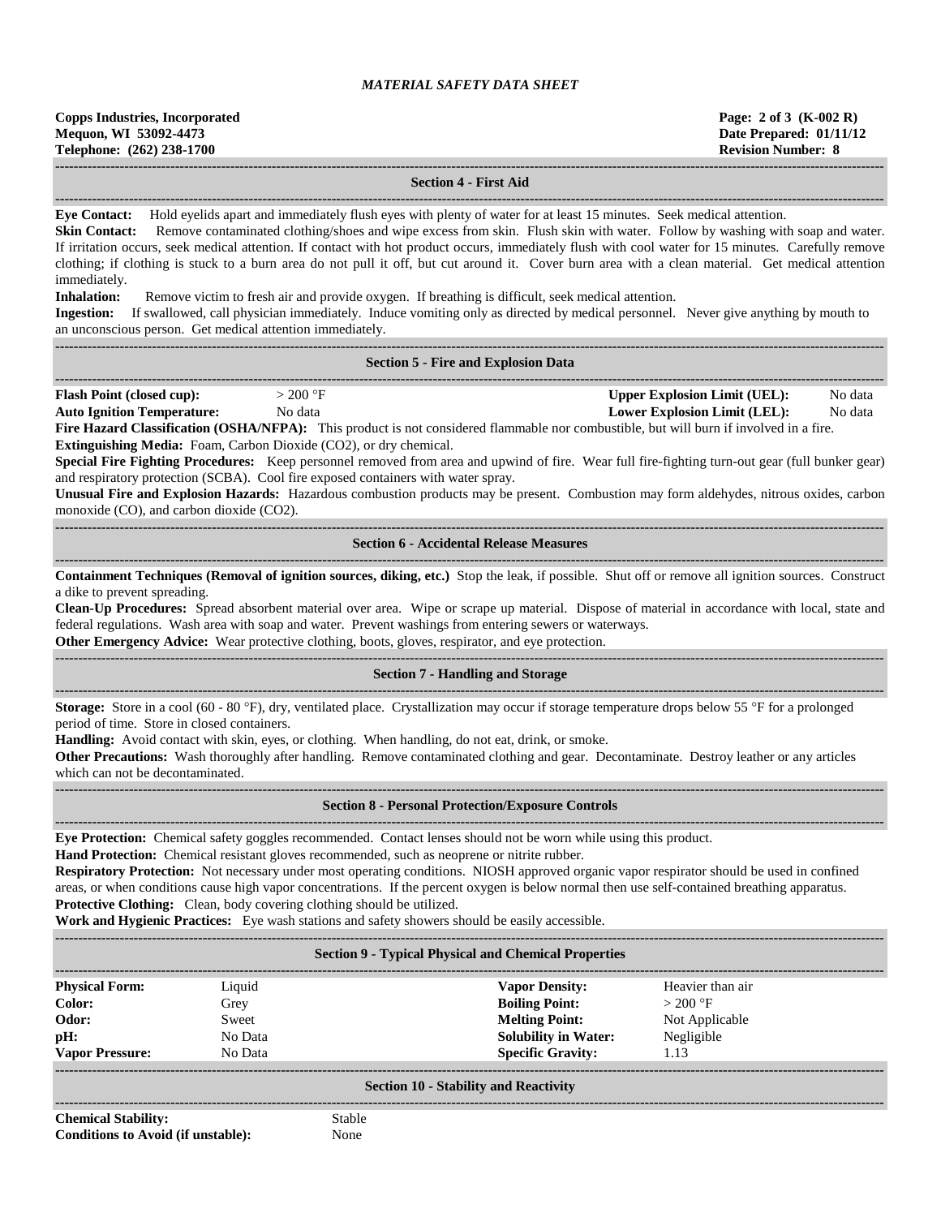*MATERIAL SAFETY DATA SHEET*

**Copps Industries, Incorporated**
**Mequon, WI 53092-4473**
**Telephone: (262) 238-1700**

**Page: 2 of 3 (K-002 R)**
**Date Prepared: 01/11/12**
**Revision Number: 8**

## Section 4 - First Aid

**Eye Contact:** Hold eyelids apart and immediately flush eyes with plenty of water for at least 15 minutes. Seek medical attention.

**Skin Contact:** Remove contaminated clothing/shoes and wipe excess from skin. Flush skin with water. Follow by washing with soap and water. If irritation occurs, seek medical attention. If contact with hot product occurs, immediately flush with cool water for 15 minutes. Carefully remove clothing; if clothing is stuck to a burn area do not pull it off, but cut around it. Cover burn area with a clean material. Get medical attention immediately.

**Inhalation:** Remove victim to fresh air and provide oxygen. If breathing is difficult, seek medical attention.

**Ingestion:** If swallowed, call physician immediately. Induce vomiting only as directed by medical personnel. Never give anything by mouth to an unconscious person. Get medical attention immediately.

## Section 5 - Fire and Explosion Data

| | | | |
|---|---|---|---|
| **Flash Point (closed cup):** | > 200 °F | **Upper Explosion Limit (UEL):** | No data |
| **Auto Ignition Temperature:** | No data | **Lower Explosion Limit (LEL):** | No data |

**Fire Hazard Classification (OSHA/NFPA):** This product is not considered flammable nor combustible, but will burn if involved in a fire.

**Extinguishing Media:** Foam, Carbon Dioxide ($CO_2$), or dry chemical.

**Special Fire Fighting Procedures:** Keep personnel removed from area and upwind of fire. Wear full fire-fighting turn-out gear (full bunker gear) and respiratory protection (SCBA). Cool fire exposed containers with water spray.

**Unusual Fire and Explosion Hazards:** Hazardous combustion products may be present. Combustion may form aldehydes, nitrous oxides, carbon monoxide (CO), and carbon dioxide ($CO_2$).

## Section 6 - Accidental Release Measures

**Containment Techniques (Removal of ignition sources, diking, etc.)** Stop the leak, if possible. Shut off or remove all ignition sources. Construct a dike to prevent spreading.

**Clean-Up Procedures:** Spread absorbent material over area. Wipe or scrape up material. Dispose of material in accordance with local, state and federal regulations. Wash area with soap and water. Prevent washings from entering sewers or waterways.

**Other Emergency Advice:** Wear protective clothing, boots, gloves, respirator, and eye protection.

## Section 7 - Handling and Storage

**Storage:** Store in a cool (60 - 80 °F), dry, ventilated place. Crystallization may occur if storage temperature drops below 55 °F for a prolonged period of time. Store in closed containers.

**Handling:** Avoid contact with skin, eyes, or clothing. When handling, do not eat, drink, or smoke.

**Other Precautions:** Wash thoroughly after handling. Remove contaminated clothing and gear. Decontaminate. Destroy leather or any articles which can not be decontaminated.

## Section 8 - Personal Protection/Exposure Controls

**Eye Protection:** Chemical safety goggles recommended. Contact lenses should not be worn while using this product.

**Hand Protection:** Chemical resistant gloves recommended, such as neoprene or nitrite rubber.

**Respiratory Protection:** Not necessary under most operating conditions. NIOSH approved organic vapor respirator should be used in confined areas, or when conditions cause high vapor concentrations. If the percent oxygen is below normal then use self-contained breathing apparatus.

**Protective Clothing:** Clean, body covering clothing should be utilized.

**Work and Hygienic Practices:** Eye wash stations and safety showers should be easily accessible.

## Section 9 - Typical Physical and Chemical Properties

| | | | |
|---|---|---|---|
| **Physical Form:** | Liquid | **Vapor Density:** | Heavier than air |
| **Color:** | Grey | **Boiling Point:** | > 200 °F |
| **Odor:** | Sweet | **Melting Point:** | Not Applicable |
| **pH:** | No Data | **Solubility in Water:** | Negligible |
| **Vapor Pressure:** | No Data | **Specific Gravity:** | 1.13 |

## Section 10 - Stability and Reactivity

| | |
|---|---|
| **Chemical Stability:** | Stable |
| **Conditions to Avoid (if unstable):** | None |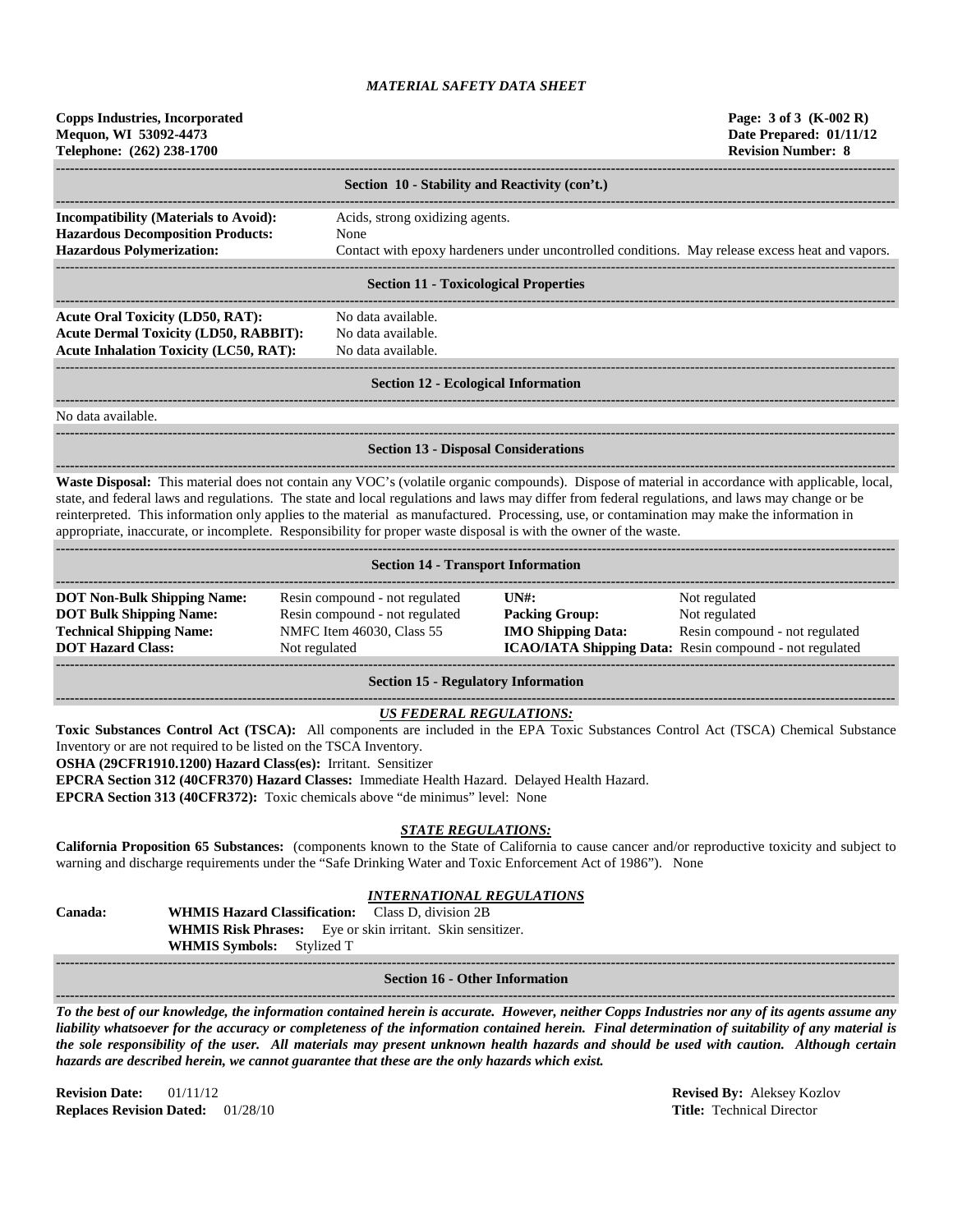## Section 10 - Stability and Reactivity (con't.)

**Incompatibility (Materials to Avoid):** Acids, strong oxidizing agents.
**Hazardous Decomposition Products:** None
**Hazardous Polymerization:** Contact with epoxy hardeners under uncontrolled conditions. May release excess heat and vapors.

## Section 11 - Toxicological Properties

**Acute Oral Toxicity (LD50, RAT):** No data available.
**Acute Dermal Toxicity (LD50, RABBIT):** No data available.
**Acute Inhalation Toxicity (LC50, RAT):** No data available.

## Section 12 - Ecological Information

No data available.

## Section 13 - Disposal Considerations

**Waste Disposal:** This material does not contain any VOC's (volatile organic compounds). Dispose of material in accordance with applicable, local, state, and federal laws and regulations. The state and local regulations and laws may differ from federal regulations, and laws may change or be reinterpreted. This information only applies to the material as manufactured. Processing, use, or contamination may make the information in appropriate, inaccurate, or incomplete. Responsibility for proper waste disposal is with the owner of the waste.

## Section 14 - Transport Information

| | | | |
|---|---|---|---|
| **DOT Non-Bulk Shipping Name:** | Resin compound - not regulated | **UN#:** | Not regulated |
| **DOT Bulk Shipping Name:** | Resin compound - not regulated | **Packing Group:** | Not regulated |
| **Technical Shipping Name:** | NMFC Item 46030, Class 55 | **IMO Shipping Data:** | Resin compound - not regulated |
| **DOT Hazard Class:** | Not regulated | **ICAO/IATA Shipping Data:** | Resin compound - not regulated |

## Section 15 - Regulatory Information

### *US FEDERAL REGULATIONS:*

**Toxic Substances Control Act (TSCA):** All components are included in the EPA Toxic Substances Control Act (TSCA) Chemical Substance Inventory or are not required to be listed on the TSCA Inventory.
**OSHA (29CFR1910.1200) Hazard Class(es):** Irritant. Sensitizer
**EPCRA Section 312 (40CFR370) Hazard Classes:** Immediate Health Hazard. Delayed Health Hazard.
**EPCRA Section 313 (40CFR372):** Toxic chemicals above "de minimus" level: None

### *STATE REGULATIONS:*

**California Proposition 65 Substances:** (components known to the State of California to cause cancer and/or reproductive toxicity and subject to warning and discharge requirements under the "Safe Drinking Water and Toxic Enforcement Act of 1986"). None

### *INTERNATIONAL REGULATIONS*

**Canada:**
**WHMIS Hazard Classification:** Class D, division 2B
**WHMIS Risk Phrases:** Eye or skin irritant. Skin sensitizer.
**WHMIS Symbols:** Stylized T

## Section 16 - Other Information

***To the best of our knowledge, the information contained herein is accurate. However, neither Copps Industries nor any of its agents assume any liability whatsoever for the accuracy or completeness of the information contained herein. Final determination of suitability of any material is the sole responsibility of the user. All materials may present unknown health hazards and should be used with caution. Although certain hazards are described herein, we cannot guarantee that these are the only hazards which exist.***

**Revision Date:** 01/11/12
**Replaces Revision Dated:** 01/28/10

**Revised By:** Aleksey Kozlov
**Title:** Technical Director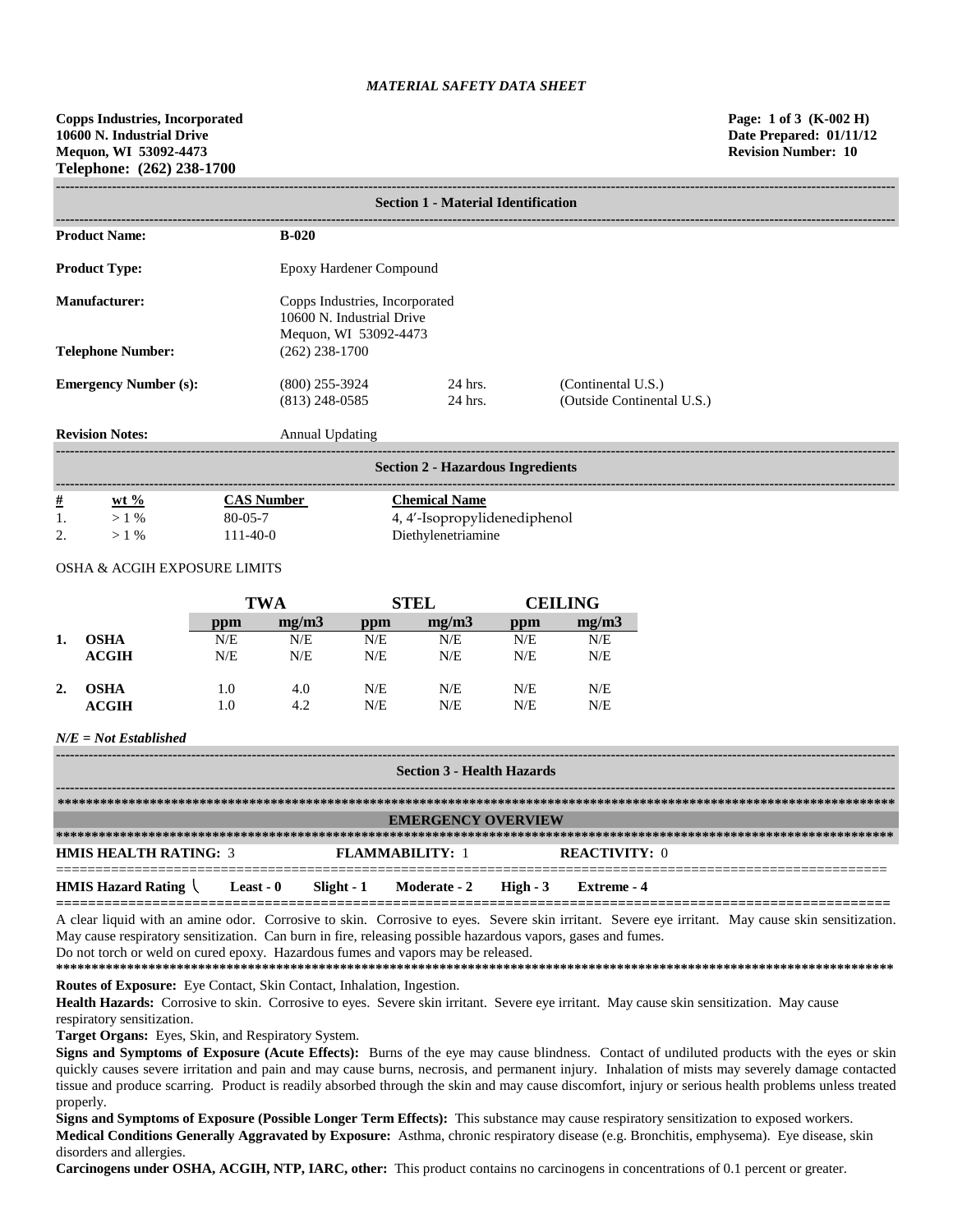*MATERIAL SAFETY DATA SHEET*

**Copps Industries, Incorporated**
**10600 N. Industrial Drive**
**Mequon, WI 53092-4473**
**Telephone: (262) 238-1700**

**Page: 1 of 3 (K-002 H)**
**Date Prepared: 01/11/12**
**Revision Number: 10**

## Section 1 - Material Identification

| | | | |
|---|---|---|---|
| **Product Name:** | **B-020** | | |
| **Product Type:** | Epoxy Hardener Compound | | |
| **Manufacturer:** | Copps Industries, Incorporated<br>10600 N. Industrial Drive<br>Mequon, WI 53092-4473 | | |
| **Telephone Number:** | (262) 238-1700 | | |
| **Emergency Number (s):** | (800) 255-3924 | 24 hrs. | (Continental U.S.) |
| | (813) 248-0585 | 24 hrs. | (Outside Continental U.S.) |
| **Revision Notes:** | Annual Updating | | |

## Section 2 - Hazardous Ingredients

| # | wt % | CAS Number | Chemical Name |
|---|---|---|---|
| 1. | > 1 % | 80-05-7 | 4, 4′-Isopropylidenediphenol |
| 2. | > 1 % | 111-40-0 | Diethylenetriamine |

OSHA & ACGIH EXPOSURE LIMITS

| | | TWA | | STEL | | CEILING | |
|---|---|---|---|---|---|---|---|
| | | ppm | mg/m3 | ppm | mg/m3 | ppm | mg/m3 |
| 1. | OSHA | N/E | N/E | N/E | N/E | N/E | N/E |
| | ACGIH | N/E | N/E | N/E | N/E | N/E | N/E |
| 2. | OSHA | 1.0 | 4.0 | N/E | N/E | N/E | N/E |
| | ACGIH | 1.0 | 4.2 | N/E | N/E | N/E | N/E |

***N/E = Not Established***

## Section 3 - Health Hazards

### EMERGENCY OVERVIEW

**HMIS HEALTH RATING:** 3 **FLAMMABILITY:** 1 **REACTIVITY:** 0

**HMIS Hazard Rating** ( **Least - 0** **Slight - 1** **Moderate - 2** **High - 3** **Extreme - 4**

A clear liquid with an amine odor. Corrosive to skin. Corrosive to eyes. Severe skin irritant. Severe eye irritant. May cause skin sensitization. May cause respiratory sensitization. Can burn in fire, releasing possible hazardous vapors, gases and fumes.
Do not torch or weld on cured epoxy. Hazardous fumes and vapors may be released.

**Routes of Exposure:** Eye Contact, Skin Contact, Inhalation, Ingestion.

**Health Hazards:** Corrosive to skin. Corrosive to eyes. Severe skin irritant. Severe eye irritant. May cause skin sensitization. May cause respiratory sensitization.

**Target Organs:** Eyes, Skin, and Respiratory System.

**Signs and Symptoms of Exposure (Acute Effects):** Burns of the eye may cause blindness. Contact of undiluted products with the eyes or skin quickly causes severe irritation and pain and may cause burns, necrosis, and permanent injury. Inhalation of mists may severely damage contacted tissue and produce scarring. Product is readily absorbed through the skin and may cause discomfort, injury or serious health problems unless treated properly.

**Signs and Symptoms of Exposure (Possible Longer Term Effects):** This substance may cause respiratory sensitization to exposed workers.

**Medical Conditions Generally Aggravated by Exposure:** Asthma, chronic respiratory disease (e.g. Bronchitis, emphysema). Eye disease, skin disorders and allergies.

**Carcinogens under OSHA, ACGIH, NTP, IARC, other:** This product contains no carcinogens in concentrations of 0.1 percent or greater.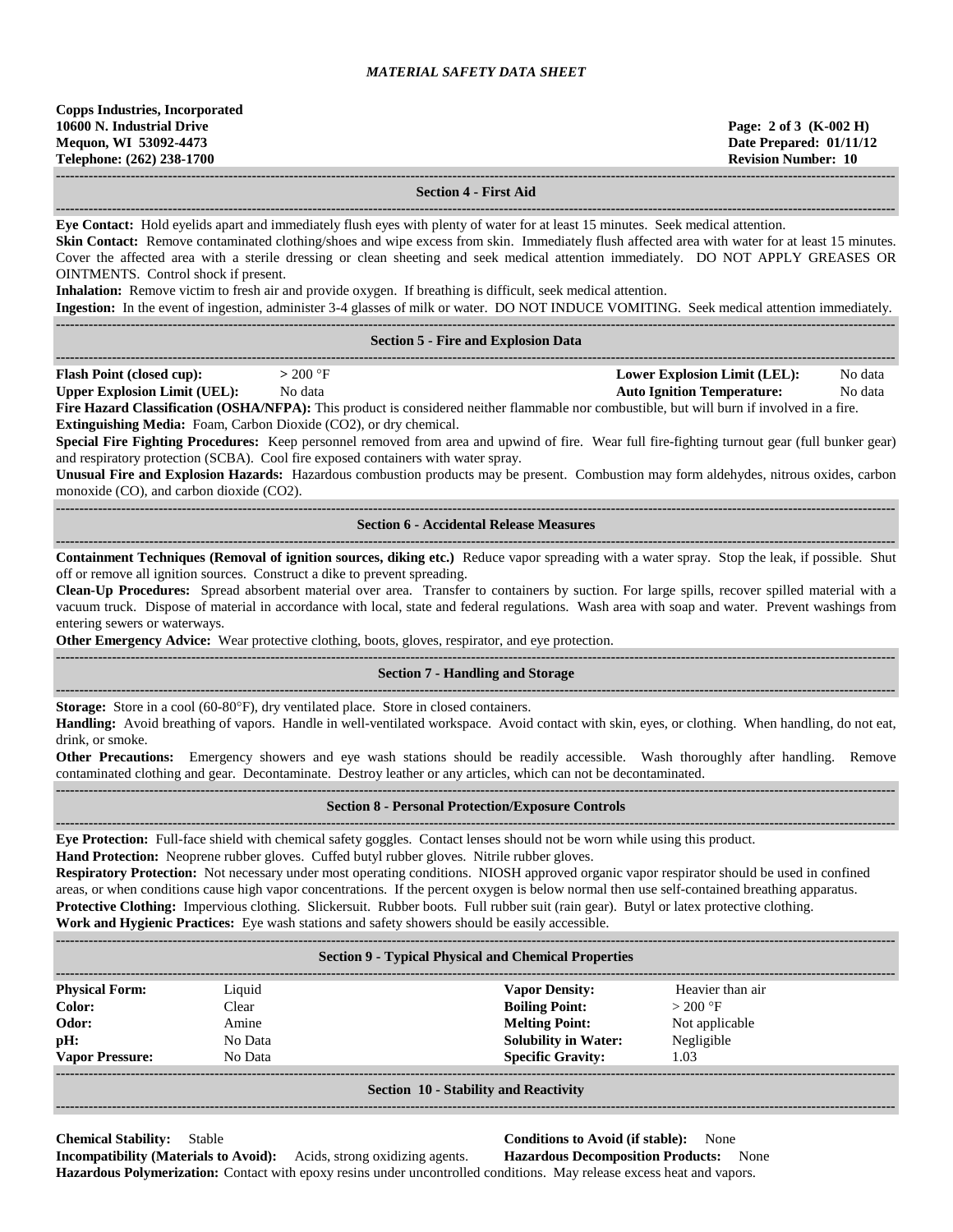# MATERIAL SAFETY DATA SHEET

**Copps Industries, Incorporated**
**10600 N. Industrial Drive**
**Mequon, WI 53092-4473**
**Telephone: (262) 238-1700**

**Page: 2 of 3 (K-002 H)**
**Date Prepared: 01/11/12**
**Revision Number: 10**

## Section 4 - First Aid

**Eye Contact:** Hold eyelids apart and immediately flush eyes with plenty of water for at least 15 minutes. Seek medical attention.

**Skin Contact:** Remove contaminated clothing/shoes and wipe excess from skin. Immediately flush affected area with water for at least 15 minutes. Cover the affected area with a sterile dressing or clean sheeting and seek medical attention immediately. DO NOT APPLY GREASES OR OINTMENTS. Control shock if present.

**Inhalation:** Remove victim to fresh air and provide oxygen. If breathing is difficult, seek medical attention.

**Ingestion:** In the event of ingestion, administer 3-4 glasses of milk or water. DO NOT INDUCE VOMITING. Seek medical attention immediately.

## Section 5 - Fire and Explosion Data

| | | | |
|---|---|---|---|
| **Flash Point (closed cup):** | > 200 °F | **Lower Explosion Limit (LEL):** | No data |
| **Upper Explosion Limit (UEL):** | No data | **Auto Ignition Temperature:** | No data |

**Fire Hazard Classification (OSHA/NFPA):** This product is considered neither flammable nor combustible, but will burn if involved in a fire.

**Extinguishing Media:** Foam, Carbon Dioxide ($CO_2$), or dry chemical.

**Special Fire Fighting Procedures:** Keep personnel removed from area and upwind of fire. Wear full fire-fighting turnout gear (full bunker gear) and respiratory protection (SCBA). Cool fire exposed containers with water spray.

**Unusual Fire and Explosion Hazards:** Hazardous combustion products may be present. Combustion may form aldehydes, nitrous oxides, carbon monoxide (CO), and carbon dioxide ($CO_2$).

## Section 6 - Accidental Release Measures

**Containment Techniques (Removal of ignition sources, diking etc.)** Reduce vapor spreading with a water spray. Stop the leak, if possible. Shut off or remove all ignition sources. Construct a dike to prevent spreading.

**Clean-Up Procedures:** Spread absorbent material over area. Transfer to containers by suction. For large spills, recover spilled material with a vacuum truck. Dispose of material in accordance with local, state and federal regulations. Wash area with soap and water. Prevent washings from entering sewers or waterways.

**Other Emergency Advice:** Wear protective clothing, boots, gloves, respirator, and eye protection.

## Section 7 - Handling and Storage

**Storage:** Store in a cool (60-80°F), dry ventilated place. Store in closed containers.

**Handling:** Avoid breathing of vapors. Handle in well-ventilated workspace. Avoid contact with skin, eyes, or clothing. When handling, do not eat, drink, or smoke.

**Other Precautions:** Emergency showers and eye wash stations should be readily accessible. Wash thoroughly after handling. Remove contaminated clothing and gear. Decontaminate. Destroy leather or any articles, which can not be decontaminated.

## Section 8 - Personal Protection/Exposure Controls

**Eye Protection:** Full-face shield with chemical safety goggles. Contact lenses should not be worn while using this product.

**Hand Protection:** Neoprene rubber gloves. Cuffed butyl rubber gloves. Nitrile rubber gloves.

**Respiratory Protection:** Not necessary under most operating conditions. NIOSH approved organic vapor respirator should be used in confined areas, or when conditions cause high vapor concentrations. If the percent oxygen is below normal then use self-contained breathing apparatus.

**Protective Clothing:** Impervious clothing. Slickersuit. Rubber boots. Full rubber suit (rain gear). Butyl or latex protective clothing.

**Work and Hygienic Practices:** Eye wash stations and safety showers should be easily accessible.

## Section 9 - Typical Physical and Chemical Properties

| | | | |
|---|---|---|---|
| **Physical Form:** | Liquid | **Vapor Density:** | Heavier than air |
| **Color:** | Clear | **Boiling Point:** | > 200 °F |
| **Odor:** | Amine | **Melting Point:** | Not applicable |
| **pH:** | No Data | **Solubility in Water:** | Negligible |
| **Vapor Pressure:** | No Data | **Specific Gravity:** | 1.03 |

## Section 10 - Stability and Reactivity

**Chemical Stability:** Stable

**Conditions to Avoid (if stable):** None

**Incompatibility (Materials to Avoid):** Acids, strong oxidizing agents.

**Hazardous Decomposition Products:** None

**Hazardous Polymerization:** Contact with epoxy resins under uncontrolled conditions. May release excess heat and vapors.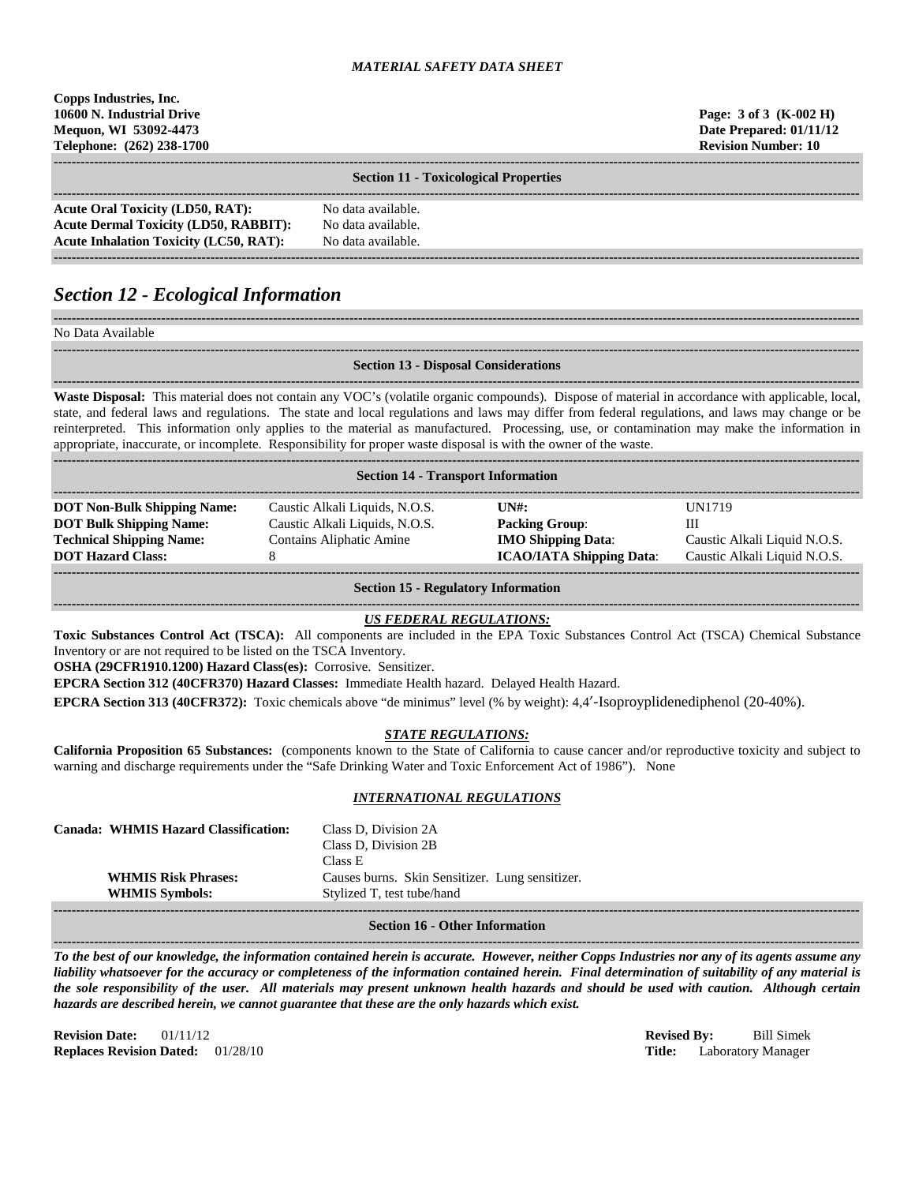## Section 11 - Toxicological Properties

| | |
|---|---|
| **Acute Oral Toxicity (LD50, RAT):** | No data available. |
| **Acute Dermal Toxicity (LD50, RABBIT):** | No data available. |
| **Acute Inhalation Toxicity (LC50, RAT):** | No data available. |

## *Section 12 - Ecological Information*

No Data Available

## Section 13 - Disposal Considerations

**Waste Disposal:** This material does not contain any VOC's (volatile organic compounds). Dispose of material in accordance with applicable, local, state, and federal laws and regulations. The state and local regulations and laws may differ from federal regulations, and laws may change or be reinterpreted. This information only applies to the material as manufactured. Processing, use, or contamination may make the information in appropriate, inaccurate, or incomplete. Responsibility for proper waste disposal is with the owner of the waste.

## Section 14 - Transport Information

| | | | |
|---|---|---|---|
| **DOT Non-Bulk Shipping Name:** | Caustic Alkali Liquids, N.O.S. | **UN#:** | UN1719 |
| **DOT Bulk Shipping Name:** | Caustic Alkali Liquids, N.O.S. | **Packing Group**: | III |
| **Technical Shipping Name:** | Contains Aliphatic Amine | **IMO Shipping Data**: | Caustic Alkali Liquid N.O.S. |
| **DOT Hazard Class:** | 8 | **ICAO/IATA Shipping Data**: | Caustic Alkali Liquid N.O.S. |

## Section 15 - Regulatory Information

***US FEDERAL REGULATIONS:***

**Toxic Substances Control Act (TSCA):** All components are included in the EPA Toxic Substances Control Act (TSCA) Chemical Substance Inventory or are not required to be listed on the TSCA Inventory.

**OSHA (29CFR1910.1200) Hazard Class(es):** Corrosive. Sensitizer.

**EPCRA Section 312 (40CFR370) Hazard Classes:** Immediate Health hazard. Delayed Health Hazard.

**EPCRA Section 313 (40CFR372):** Toxic chemicals above "de minimus" level (% by weight): 4,4′-Isoproyplidenediphenol (20-40%).

***STATE REGULATIONS:***

**California Proposition 65 Substances:** (components known to the State of California to cause cancer and/or reproductive toxicity and subject to warning and discharge requirements under the "Safe Drinking Water and Toxic Enforcement Act of 1986"). None

***INTERNATIONAL REGULATIONS***

| | |
|---|---|
| **Canada: WHMIS Hazard Classification:** | Class D, Division 2A<br>Class D, Division 2B<br>Class E |
| **WHMIS Risk Phrases:** | Causes burns. Skin Sensitizer. Lung sensitizer. |
| **WHMIS Symbols:** | Stylized T, test tube/hand |

## Section 16 - Other Information

***To the best of our knowledge, the information contained herein is accurate. However, neither Copps Industries nor any of its agents assume any liability whatsoever for the accuracy or completeness of the information contained herein. Final determination of suitability of any material is the sole responsibility of the user. All materials may present unknown health hazards and should be used with caution. Although certain hazards are described herein, we cannot guarantee that these are the only hazards which exist.***

**Revision Date:** 01/11/12
**Replaces Revision Dated:** 01/28/10

**Revised By:** Bill Simek
**Title:** Laboratory Manager